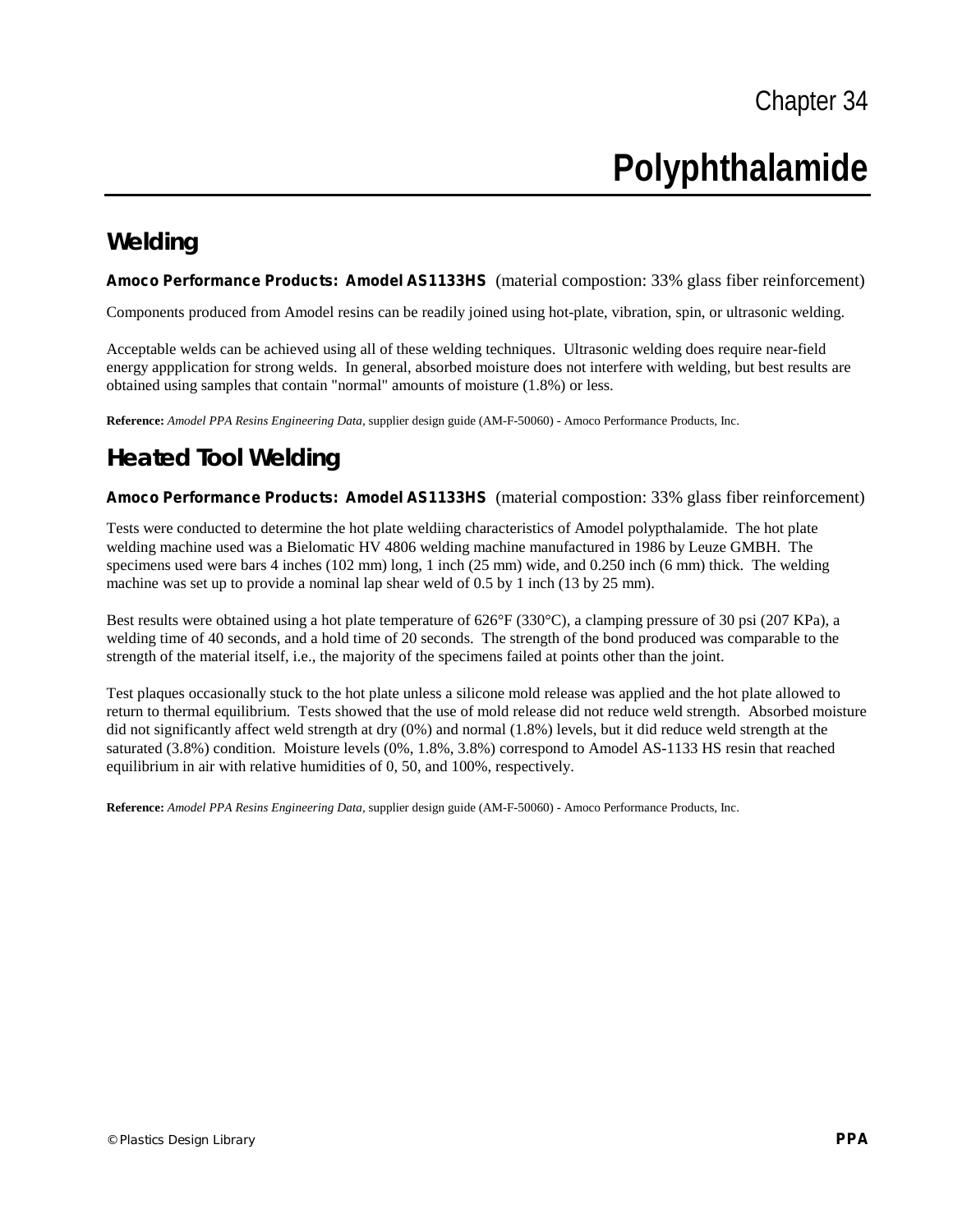# Chapter 34

# Polyphthalamide

## Welding

**Amoco Performance Products: Amodel AS1133HS** (material compostion: 33% glass fiber reinforcement)

Components produced from Amodel resins can be readily joined using hot-plate, vibration, spin, or ultrasonic welding.

Acceptable welds can be achieved using all of these welding techniques. Ultrasonic welding does require near-field energy appplication for strong welds. In general, absorbed moisture does not interfere with welding, but best results are obtained using samples that contain "normal" amounts of moisture (1.8%) or less.

**Reference:** *Amodel PPA Resins Engineering Data,* supplier design guide (AM-F-50060) - Amoco Performance Products, Inc.

## Heated Tool Welding

**Amoco Performance Products: Amodel AS1133HS** (material compostion: 33% glass fiber reinforcement)

Tests were conducted to determine the hot plate weldiing characteristics of Amodel polypthalamide. The hot plate welding machine used was a Bielomatic HV 4806 welding machine manufactured in 1986 by Leuze GMBH. The specimens used were bars 4 inches (102 mm) long, 1 inch (25 mm) wide, and 0.250 inch (6 mm) thick. The welding machine was set up to provide a nominal lap shear weld of 0.5 by 1 inch (13 by 25 mm).

Best results were obtained using a hot plate temperature of 626°F (330°C), a clamping pressure of 30 psi (207 KPa), a welding time of 40 seconds, and a hold time of 20 seconds. The strength of the bond produced was comparable to the strength of the material itself, i.e., the majority of the specimens failed at points other than the joint.

Test plaques occasionally stuck to the hot plate unless a silicone mold release was applied and the hot plate allowed to return to thermal equilibrium. Tests showed that the use of mold release did not reduce weld strength. Absorbed moisture did not significantly affect weld strength at dry (0%) and normal (1.8%) levels, but it did reduce weld strength at the saturated (3.8%) condition. Moisture levels (0%, 1.8%, 3.8%) correspond to Amodel AS-1133 HS resin that reached equilibrium in air with relative humidities of 0, 50, and 100%, respectively.

**Reference:** *Amodel PPA Resins Engineering Data,* supplier design guide (AM-F-50060) - Amoco Performance Products, Inc.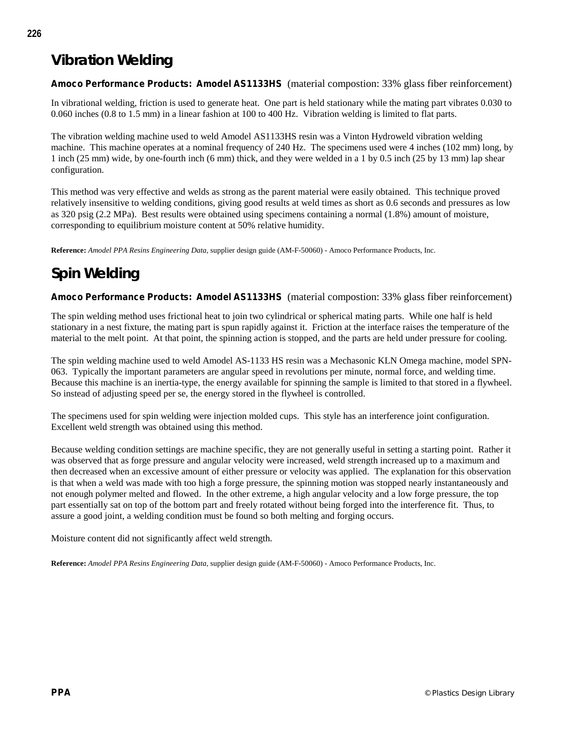# Vibration Welding

**Amoco Performance Products: Amodel AS1133HS** (material compostion: 33% glass fiber reinforcement)

In vibrational welding, friction is used to generate heat. One part is held stationary while the mating part vibrates 0.030 to 0.060 inches (0.8 to 1.5 mm) in a linear fashion at 100 to 400 Hz. Vibration welding is limited to flat parts.

The vibration welding machine used to weld Amodel AS1133HS resin was a Vinton Hydroweld vibration welding machine. This machine operates at a nominal frequency of 240 Hz. The specimens used were 4 inches (102 mm) long, by 1 inch (25 mm) wide, by one-fourth inch (6 mm) thick, and they were welded in a 1 by 0.5 inch (25 by 13 mm) lap shear configuration.

This method was very effective and welds as strong as the parent material were easily obtained. This technique proved relatively insensitive to welding conditions, giving good results at weld times as short as 0.6 seconds and pressures as low as 320 psig (2.2 MPa). Best results were obtained using specimens containing a normal (1.8%) amount of moisture, corresponding to equilibrium moisture content at 50% relative humidity.

**Reference:** *Amodel PPA Resins Engineering Data,* supplier design guide (AM-F-50060) - Amoco Performance Products, Inc.

# Spin Welding

**Amoco Performance Products: Amodel AS1133HS** (material compostion: 33% glass fiber reinforcement)

The spin welding method uses frictional heat to join two cylindrical or spherical mating parts. While one half is held stationary in a nest fixture, the mating part is spun rapidly against it. Friction at the interface raises the temperature of the material to the melt point. At that point, the spinning action is stopped, and the parts are held under pressure for cooling.

The spin welding machine used to weld Amodel AS-1133 HS resin was a Mechasonic KLN Omega machine, model SPN-063. Typically the important parameters are angular speed in revolutions per minute, normal force, and welding time. Because this machine is an inertia-type, the energy available for spinning the sample is limited to that stored in a flywheel. So instead of adjusting speed per se, the energy stored in the flywheel is controlled.

The specimens used for spin welding were injection molded cups. This style has an interference joint configuration. Excellent weld strength was obtained using this method.

Because welding condition settings are machine specific, they are not generally useful in setting a starting point. Rather it was observed that as forge pressure and angular velocity were increased, weld strength increased up to a maximum and then decreased when an excessive amount of either pressure or velocity was applied. The explanation for this observation is that when a weld was made with too high a forge pressure, the spinning motion was stopped nearly instantaneously and not enough polymer melted and flowed. In the other extreme, a high angular velocity and a low forge pressure, the top part essentially sat on top of the bottom part and freely rotated without being forged into the interference fit. Thus, to assure a good joint, a welding condition must be found so both melting and forging occurs.

Moisture content did not significantly affect weld strength.

**Reference:** *Amodel PPA Resins Engineering Data,* supplier design guide (AM-F-50060) - Amoco Performance Products, Inc.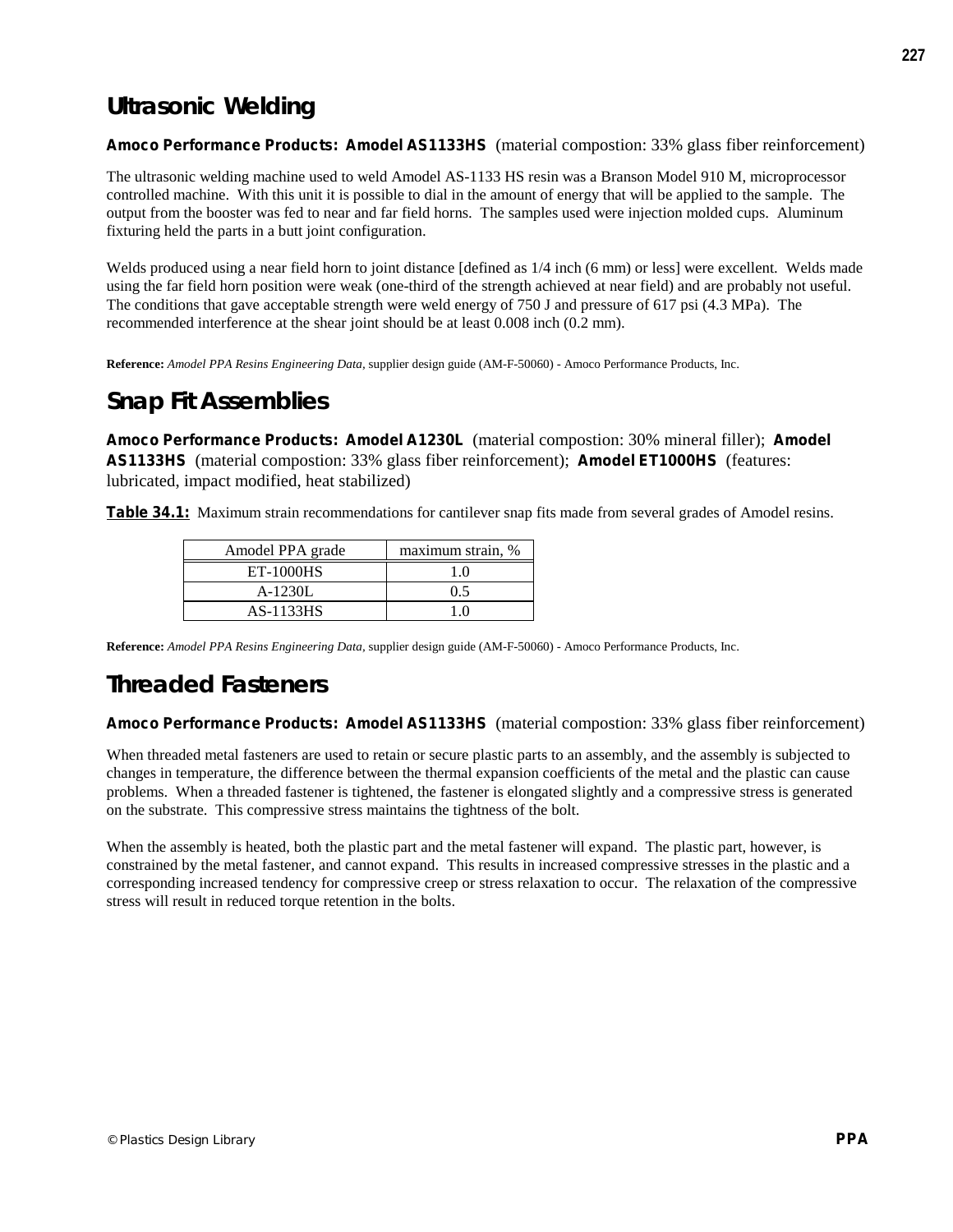## Ultrasonic Welding

**Amoco Performance Products: Amodel AS1133HS** (material compostion: 33% glass fiber reinforcement)

The ultrasonic welding machine used to weld Amodel AS-1133 HS resin was a Branson Model 910 M, microprocessor controlled machine. With this unit it is possible to dial in the amount of energy that will be applied to the sample. The output from the booster was fed to near and far field horns. The samples used were injection molded cups. Aluminum fixturing held the parts in a butt joint configuration.

Welds produced using a near field horn to joint distance [defined as 1/4 inch (6 mm) or less] were excellent. Welds made using the far field horn position were weak (one-third of the strength achieved at near field) and are probably not useful. The conditions that gave acceptable strength were weld energy of 750 J and pressure of 617 psi (4.3 MPa). The recommended interference at the shear joint should be at least 0.008 inch (0.2 mm).

**Reference:** *Amodel PPA Resins Engineering Data,* supplier design guide (AM-F-50060) - Amoco Performance Products, Inc.

## Snap Fit Assemblies

**Amoco Performance Products: Amodel A1230L** (material compostion: 30% mineral filler); **Amodel AS1133HS** (material compostion: 33% glass fiber reinforcement); **Amodel ET1000HS** (features: lubricated, impact modified, heat stabilized)

**Table 34.1:** Maximum strain recommendations for cantilever snap fits made from several grades of Amodel resins.

| Amodel PPA grade | maximum strain, % |
|---|---|
| ET-1000HS | 1.0 |
| A-1230L | 0.5 |
| AS-1133HS | 1.0 |

**Reference:** *Amodel PPA Resins Engineering Data,* supplier design guide (AM-F-50060) - Amoco Performance Products, Inc.

## Threaded Fasteners

**Amoco Performance Products: Amodel AS1133HS** (material compostion: 33% glass fiber reinforcement)

When threaded metal fasteners are used to retain or secure plastic parts to an assembly, and the assembly is subjected to changes in temperature, the difference between the thermal expansion coefficients of the metal and the plastic can cause problems. When a threaded fastener is tightened, the fastener is elongated slightly and a compressive stress is generated on the substrate. This compressive stress maintains the tightness of the bolt.

When the assembly is heated, both the plastic part and the metal fastener will expand. The plastic part, however, is constrained by the metal fastener, and cannot expand. This results in increased compressive stresses in the plastic and a corresponding increased tendency for compressive creep or stress relaxation to occur. The relaxation of the compressive stress will result in reduced torque retention in the bolts.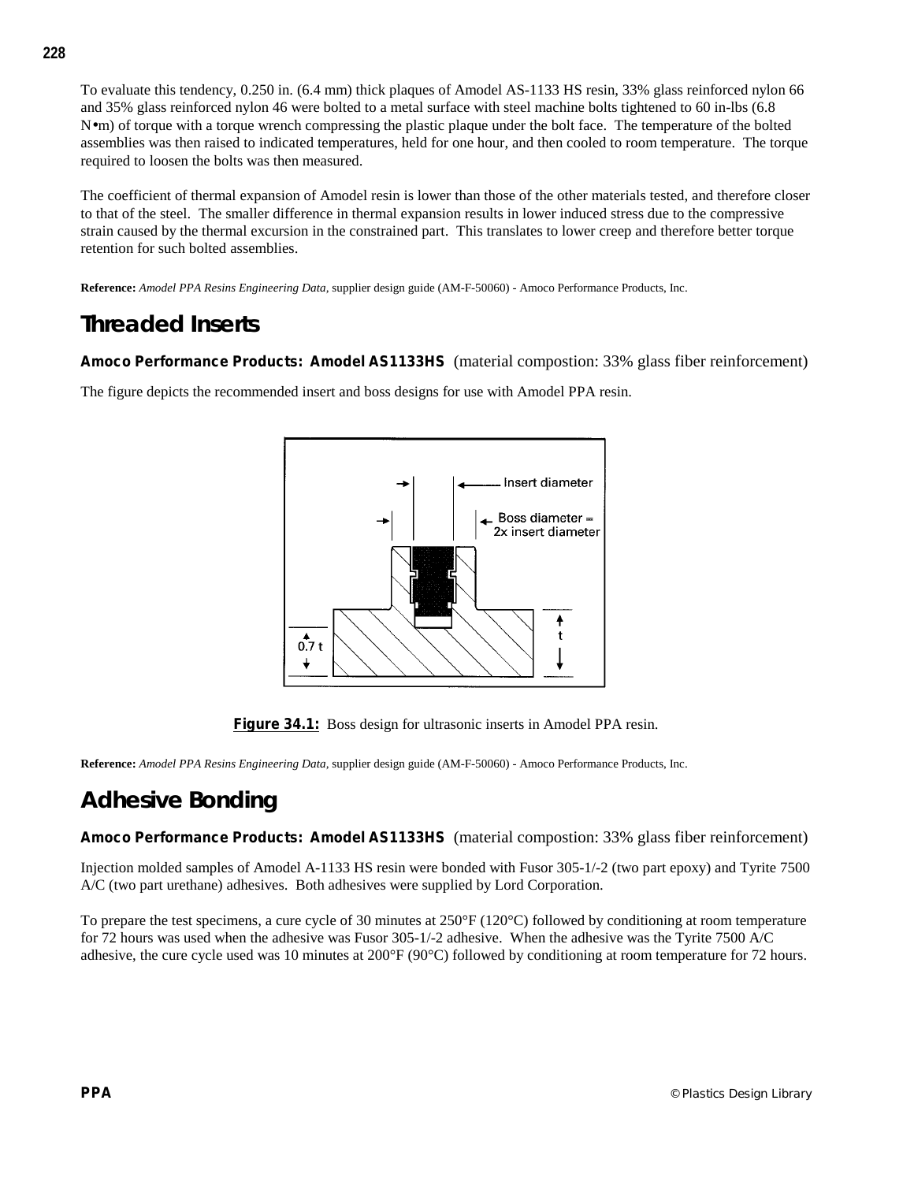To evaluate this tendency, 0.250 in. (6.4 mm) thick plaques of Amodel AS-1133 HS resin, 33% glass reinforced nylon 66 and 35% glass reinforced nylon 46 were bolted to a metal surface with steel machine bolts tightened to 60 in-lbs (6.8 N•m) of torque with a torque wrench compressing the plastic plaque under the bolt face. The temperature of the bolted assemblies was then raised to indicated temperatures, held for one hour, and then cooled to room temperature. The torque required to loosen the bolts was then measured.

The coefficient of thermal expansion of Amodel resin is lower than those of the other materials tested, and therefore closer to that of the steel. The smaller difference in thermal expansion results in lower induced stress due to the compressive strain caused by the thermal excursion in the constrained part. This translates to lower creep and therefore better torque retention for such bolted assemblies.

**Reference:** *Amodel PPA Resins Engineering Data,* supplier design guide (AM-F-50060) - Amoco Performance Products, Inc.

## Threaded Inserts

**Amoco Performance Products: Amodel AS1133HS** (material compostion: 33% glass fiber reinforcement)

The figure depicts the recommended insert and boss designs for use with Amodel PPA resin.

Insert diameter

Boss diameter = 2x insert diameter

0.7 t

t

**Figure 34.1:** Boss design for ultrasonic inserts in Amodel PPA resin.

**Reference:** *Amodel PPA Resins Engineering Data,* supplier design guide (AM-F-50060) - Amoco Performance Products, Inc.

## Adhesive Bonding

**Amoco Performance Products: Amodel AS1133HS** (material compostion: 33% glass fiber reinforcement)

Injection molded samples of Amodel A-1133 HS resin were bonded with Fusor 305-1/-2 (two part epoxy) and Tyrite 7500 A/C (two part urethane) adhesives. Both adhesives were supplied by Lord Corporation.

To prepare the test specimens, a cure cycle of 30 minutes at 250°F (120°C) followed by conditioning at room temperature for 72 hours was used when the adhesive was Fusor 305-1/-2 adhesive. When the adhesive was the Tyrite 7500 A/C adhesive, the cure cycle used was 10 minutes at 200°F (90°C) followed by conditioning at room temperature for 72 hours.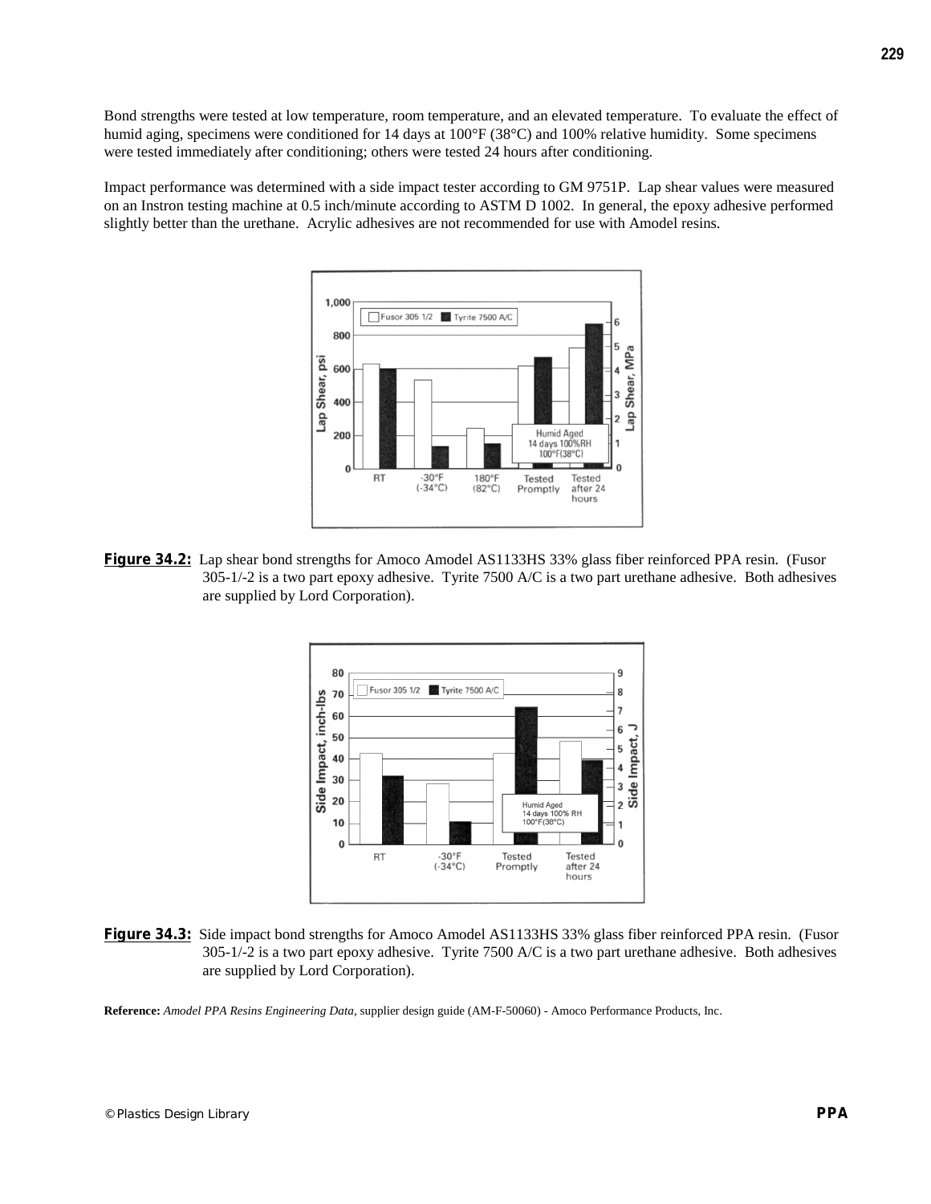Bond strengths were tested at low temperature, room temperature, and an elevated temperature. To evaluate the effect of humid aging, specimens were conditioned for 14 days at 100°F (38°C) and 100% relative humidity. Some specimens were tested immediately after conditioning; others were tested 24 hours after conditioning.

Impact performance was determined with a side impact tester according to GM 9751P. Lap shear values were measured on an Instron testing machine at 0.5 inch/minute according to ASTM D 1002. In general, the epoxy adhesive performed slightly better than the urethane. Acrylic adhesives are not recommended for use with Amodel resins.

Fusor 305 1/2
Tyrite 7500 A/C

Lap Shear, psi
1,000
800
600
400
200
0

Lap Shear, MPa
6
5
4
3
2
1
0

Humid Aged
14 days 100%RH
100°F(38°C)

RT
-30°F (-34°C)
180°F (82°C)
Tested Promptly
Tested after 24 hours

**Figure 34.2:** Lap shear bond strengths for Amoco Amodel AS1133HS 33% glass fiber reinforced PPA resin. (Fusor 305-1/-2 is a two part epoxy adhesive. Tyrite 7500 A/C is a two part urethane adhesive. Both adhesives are supplied by Lord Corporation).

Fusor 305 1/2
Tyrite 7500 A/C

Side Impact, inch-lbs
80
70
60
50
40
30
20
10
0

Side Impact, J
9
8
7
6
5
4
3
2
1
0

Humid Aged
14 days 100% RH
100°F(38°C)

RT
-30°F (-34°C)
Tested Promptly
Tested after 24 hours

**Figure 34.3:** Side impact bond strengths for Amoco Amodel AS1133HS 33% glass fiber reinforced PPA resin. (Fusor 305-1/-2 is a two part epoxy adhesive. Tyrite 7500 A/C is a two part urethane adhesive. Both adhesives are supplied by Lord Corporation).

**Reference:** *Amodel PPA Resins Engineering Data,* supplier design guide (AM-F-50060) - Amoco Performance Products, Inc.